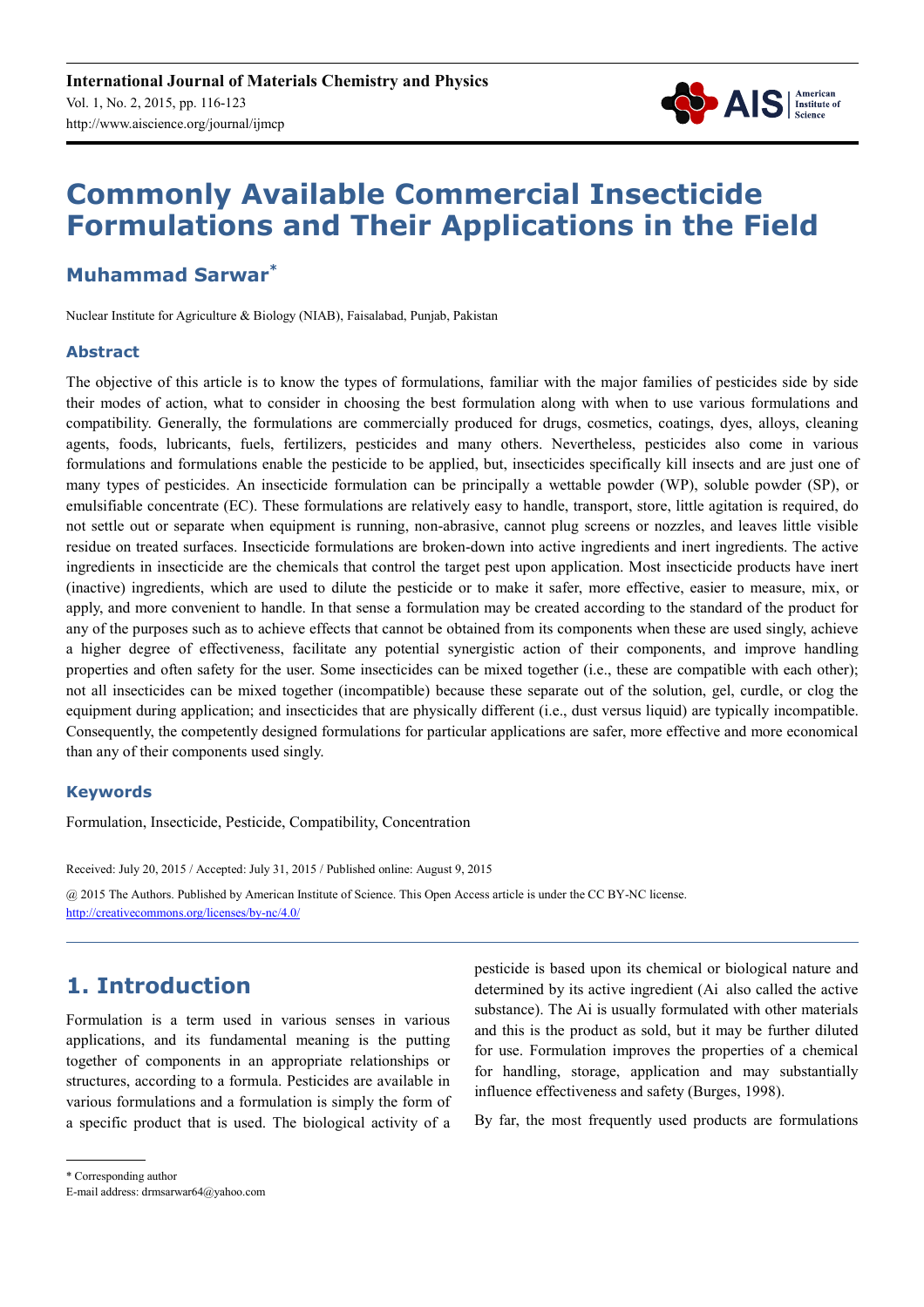# Commonly Available Commercial Insecticide Formulations and Their Applications in the Field

## Muhammad Sarwar*

Nuclear Institute for Agriculture & Biology (NIAB), Faisalabad, Punjab, Pakistan

### Abstract

The objective of this article is to know the types of formulations, familiar with the major families of pesticides side by side their modes of action, what to consider in choosing the best formulation along with when to use various formulations and compatibility. Generally, the formulations are commercially produced for drugs, cosmetics, coatings, dyes, alloys, cleaning agents, foods, lubricants, fuels, fertilizers, pesticides and many others. Nevertheless, pesticides also come in various formulations and formulations enable the pesticide to be applied, but, insecticides specifically kill insects and are just one of many types of pesticides. An insecticide formulation can be principally a wettable powder (WP), soluble powder (SP), or emulsifiable concentrate (EC). These formulations are relatively easy to handle, transport, store, little agitation is required, do not settle out or separate when equipment is running, non-abrasive, cannot plug screens or nozzles, and leaves little visible residue on treated surfaces. Insecticide formulations are broken-down into active ingredients and inert ingredients. The active ingredients in insecticide are the chemicals that control the target pest upon application. Most insecticide products have inert (inactive) ingredients, which are used to dilute the pesticide or to make it safer, more effective, easier to measure, mix, or apply, and more convenient to handle. In that sense a formulation may be created according to the standard of the product for any of the purposes such as to achieve effects that cannot be obtained from its components when these are used singly, achieve a higher degree of effectiveness, facilitate any potential synergistic action of their components, and improve handling properties and often safety for the user. Some insecticides can be mixed together (i.e., these are compatible with each other); not all insecticides can be mixed together (incompatible) because these separate out of the solution, gel, curdle, or clog the equipment during application; and insecticides that are physically different (i.e., dust versus liquid) are typically incompatible. Consequently, the competently designed formulations for particular applications are safer, more effective and more economical than any of their components used singly.

### Keywords

Formulation, Insecticide, Pesticide, Compatibility, Concentration

Received: July 20, 2015 / Accepted: July 31, 2015 / Published online: August 9, 2015

@ 2015 The Authors. Published by American Institute of Science. This Open Access article is under the CC BY-NC license. http://creativecommons.org/licenses/by-nc/4.0/

## 1. Introduction

Formulation is a term used in various senses in various applications, and its fundamental meaning is the putting together of components in an appropriate relationships or structures, according to a formula. Pesticides are available in various formulations and a formulation is simply the form of a specific product that is used. The biological activity of a pesticide is based upon its chemical or biological nature and determined by its active ingredient (Ai also called the active substance). The Ai is usually formulated with other materials and this is the product as sold, but it may be further diluted for use. Formulation improves the properties of a chemical for handling, storage, application and may substantially influence effectiveness and safety (Burges, 1998).

By far, the most frequently used products are formulations

* Corresponding author

E-mail address: drmsarwar64@yahoo.com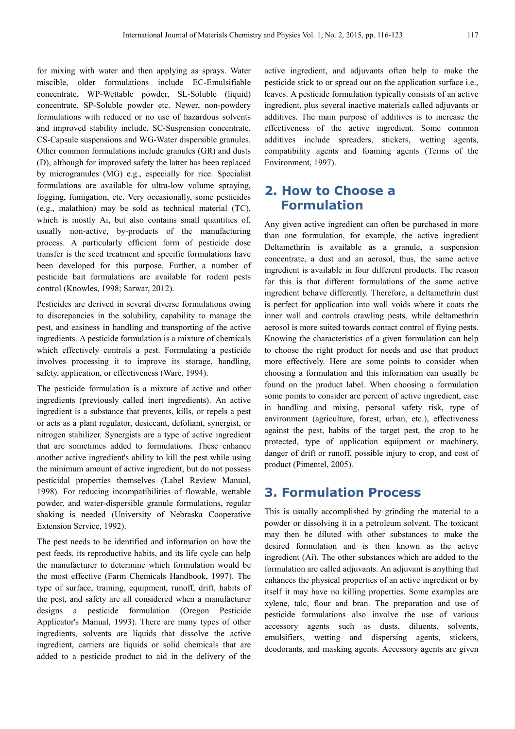for mixing with water and then applying as sprays. Water miscible, older formulations include EC-Emulsifiable concentrate, WP-Wettable powder, SL-Soluble (liquid) concentrate, SP-Soluble powder etc. Newer, non-powdery formulations with reduced or no use of hazardous solvents and improved stability include, SC-Suspension concentrate, CS-Capsule suspensions and WG-Water dispersible granules. Other common formulations include granules (GR) and dusts (D), although for improved safety the latter has been replaced by microgranules (MG) e.g., especially for rice. Specialist formulations are available for ultra-low volume spraying, fogging, fumigation, etc. Very occasionally, some pesticides (e.g., malathion) may be sold as technical material (TC), which is mostly Ai, but also contains small quantities of, usually non-active, by-products of the manufacturing process. A particularly efficient form of pesticide dose transfer is the seed treatment and specific formulations have been developed for this purpose. Further, a number of pesticide bait formulations are available for rodent pests control (Knowles, 1998; Sarwar, 2012).

Pesticides are derived in several diverse formulations owing to discrepancies in the solubility, capability to manage the pest, and easiness in handling and transporting of the active ingredients. A pesticide formulation is a mixture of chemicals which effectively controls a pest. Formulating a pesticide involves processing it to improve its storage, handling, safety, application, or effectiveness (Ware, 1994).

The pesticide formulation is a mixture of active and other ingredients (previously called inert ingredients). An active ingredient is a substance that prevents, kills, or repels a pest or acts as a plant regulator, desiccant, defoliant, synergist, or nitrogen stabilizer. Synergists are a type of active ingredient that are sometimes added to formulations. These enhance another active ingredient's ability to kill the pest while using the minimum amount of active ingredient, but do not possess pesticidal properties themselves (Label Review Manual, 1998). For reducing incompatibilities of flowable, wettable powder, and water-dispersible granule formulations, regular shaking is needed (University of Nebraska Cooperative Extension Service, 1992).

The pest needs to be identified and information on how the pest feeds, its reproductive habits, and its life cycle can help the manufacturer to determine which formulation would be the most effective (Farm Chemicals Handbook, 1997). The type of surface, training, equipment, runoff, drift, habits of the pest, and safety are all considered when a manufacturer designs a pesticide formulation (Oregon Pesticide Applicator's Manual, 1993). There are many types of other ingredients, solvents are liquids that dissolve the active ingredient, carriers are liquids or solid chemicals that are added to a pesticide product to aid in the delivery of the active ingredient, and adjuvants often help to make the pesticide stick to or spread out on the application surface i.e., leaves. A pesticide formulation typically consists of an active ingredient, plus several inactive materials called adjuvants or additives. The main purpose of additives is to increase the effectiveness of the active ingredient. Some common additives include spreaders, stickers, wetting agents, compatibility agents and foaming agents (Terms of the Environment, 1997).

## 2. How to Choose a Formulation

Any given active ingredient can often be purchased in more than one formulation, for example, the active ingredient Deltamethrin is available as a granule, a suspension concentrate, a dust and an aerosol, thus, the same active ingredient is available in four different products. The reason for this is that different formulations of the same active ingredient behave differently. Therefore, a deltamethrin dust is perfect for application into wall voids where it coats the inner wall and controls crawling pests, while deltamethrin aerosol is more suited towards contact control of flying pests. Knowing the characteristics of a given formulation can help to choose the right product for needs and use that product more effectively. Here are some points to consider when choosing a formulation and this information can usually be found on the product label. When choosing a formulation some points to consider are percent of active ingredient, ease in handling and mixing, personal safety risk, type of environment (agriculture, forest, urban, etc.), effectiveness against the pest, habits of the target pest, the crop to be protected, type of application equipment or machinery, danger of drift or runoff, possible injury to crop, and cost of product (Pimentel, 2005).

## 3. Formulation Process

This is usually accomplished by grinding the material to a powder or dissolving it in a petroleum solvent. The toxicant may then be diluted with other substances to make the desired formulation and is then known as the active ingredient (Ai). The other substances which are added to the formulation are called adjuvants. An adjuvant is anything that enhances the physical properties of an active ingredient or by itself it may have no killing properties. Some examples are xylene, talc, flour and bran. The preparation and use of pesticide formulations also involve the use of various accessory agents such as dusts, diluents, solvents, emulsifiers, wetting and dispersing agents, stickers, deodorants, and masking agents. Accessory agents are given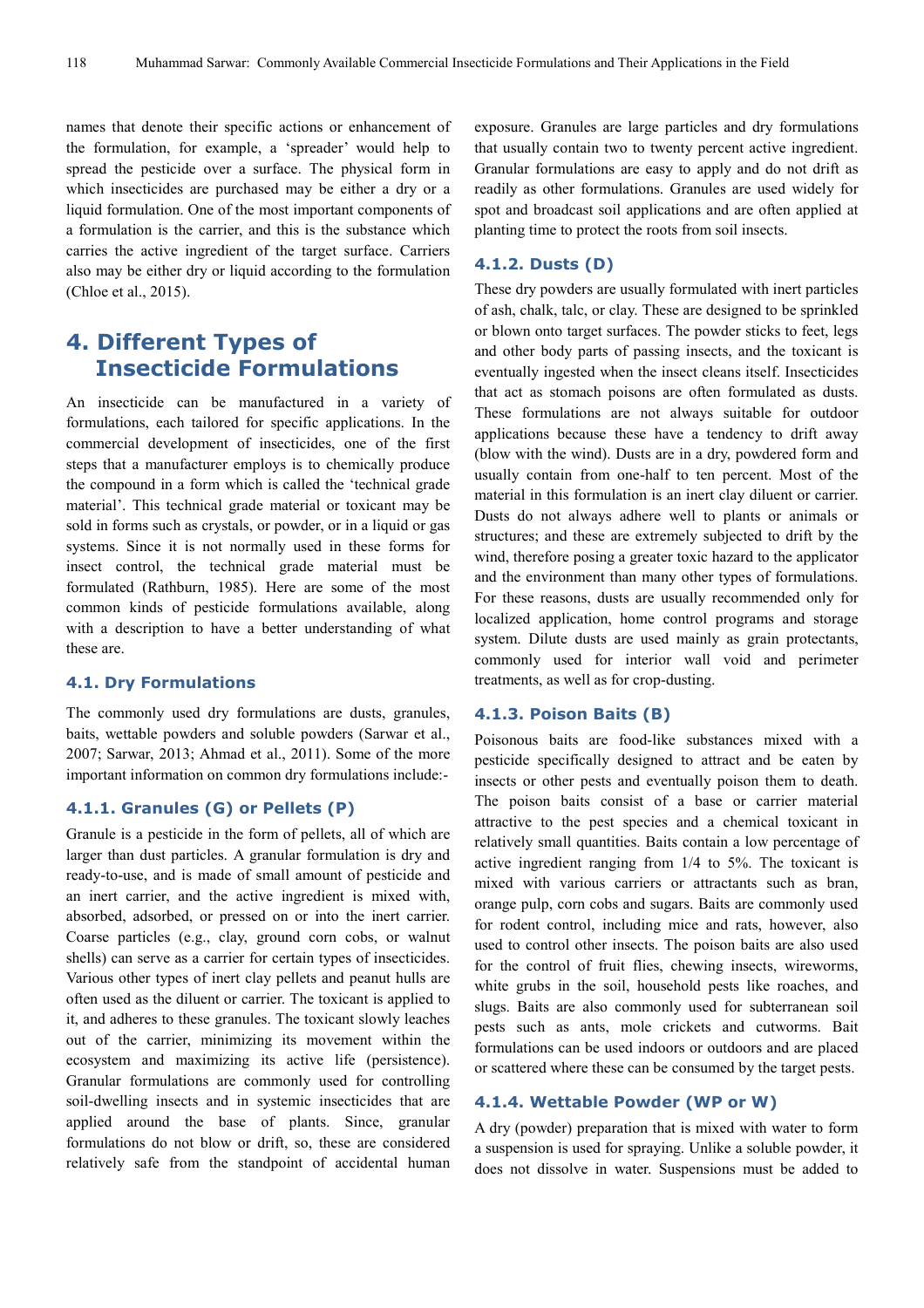names that denote their specific actions or enhancement of the formulation, for example, a 'spreader' would help to spread the pesticide over a surface. The physical form in which insecticides are purchased may be either a dry or a liquid formulation. One of the most important components of a formulation is the carrier, and this is the substance which carries the active ingredient of the target surface. Carriers also may be either dry or liquid according to the formulation (Chloe et al., 2015).

## 4. Different Types of Insecticide Formulations

An insecticide can be manufactured in a variety of formulations, each tailored for specific applications. In the commercial development of insecticides, one of the first steps that a manufacturer employs is to chemically produce the compound in a form which is called the 'technical grade material'. This technical grade material or toxicant may be sold in forms such as crystals, or powder, or in a liquid or gas systems. Since it is not normally used in these forms for insect control, the technical grade material must be formulated (Rathburn, 1985). Here are some of the most common kinds of pesticide formulations available, along with a description to have a better understanding of what these are.

### 4.1. Dry Formulations

The commonly used dry formulations are dusts, granules, baits, wettable powders and soluble powders (Sarwar et al., 2007; Sarwar, 2013; Ahmad et al., 2011). Some of the more important information on common dry formulations include:-

#### 4.1.1. Granules (G) or Pellets (P)

Granule is a pesticide in the form of pellets, all of which are larger than dust particles. A granular formulation is dry and ready-to-use, and is made of small amount of pesticide and an inert carrier, and the active ingredient is mixed with, absorbed, adsorbed, or pressed on or into the inert carrier. Coarse particles (e.g., clay, ground corn cobs, or walnut shells) can serve as a carrier for certain types of insecticides. Various other types of inert clay pellets and peanut hulls are often used as the diluent or carrier. The toxicant is applied to it, and adheres to these granules. The toxicant slowly leaches out of the carrier, minimizing its movement within the ecosystem and maximizing its active life (persistence). Granular formulations are commonly used for controlling soil-dwelling insects and in systemic insecticides that are applied around the base of plants. Since, granular formulations do not blow or drift, so, these are considered relatively safe from the standpoint of accidental human exposure. Granules are large particles and dry formulations that usually contain two to twenty percent active ingredient. Granular formulations are easy to apply and do not drift as readily as other formulations. Granules are used widely for spot and broadcast soil applications and are often applied at planting time to protect the roots from soil insects.

#### 4.1.2. Dusts (D)

These dry powders are usually formulated with inert particles of ash, chalk, talc, or clay. These are designed to be sprinkled or blown onto target surfaces. The powder sticks to feet, legs and other body parts of passing insects, and the toxicant is eventually ingested when the insect cleans itself. Insecticides that act as stomach poisons are often formulated as dusts. These formulations are not always suitable for outdoor applications because these have a tendency to drift away (blow with the wind). Dusts are in a dry, powdered form and usually contain from one-half to ten percent. Most of the material in this formulation is an inert clay diluent or carrier. Dusts do not always adhere well to plants or animals or structures; and these are extremely subjected to drift by the wind, therefore posing a greater toxic hazard to the applicator and the environment than many other types of formulations. For these reasons, dusts are usually recommended only for localized application, home control programs and storage system. Dilute dusts are used mainly as grain protectants, commonly used for interior wall void and perimeter treatments, as well as for crop-dusting.

#### 4.1.3. Poison Baits (B)

Poisonous baits are food-like substances mixed with a pesticide specifically designed to attract and be eaten by insects or other pests and eventually poison them to death. The poison baits consist of a base or carrier material attractive to the pest species and a chemical toxicant in relatively small quantities. Baits contain a low percentage of active ingredient ranging from 1/4 to 5%. The toxicant is mixed with various carriers or attractants such as bran, orange pulp, corn cobs and sugars. Baits are commonly used for rodent control, including mice and rats, however, also used to control other insects. The poison baits are also used for the control of fruit flies, chewing insects, wireworms, white grubs in the soil, household pests like roaches, and slugs. Baits are also commonly used for subterranean soil pests such as ants, mole crickets and cutworms. Bait formulations can be used indoors or outdoors and are placed or scattered where these can be consumed by the target pests.

#### 4.1.4. Wettable Powder (WP or W)

A dry (powder) preparation that is mixed with water to form a suspension is used for spraying. Unlike a soluble powder, it does not dissolve in water. Suspensions must be added to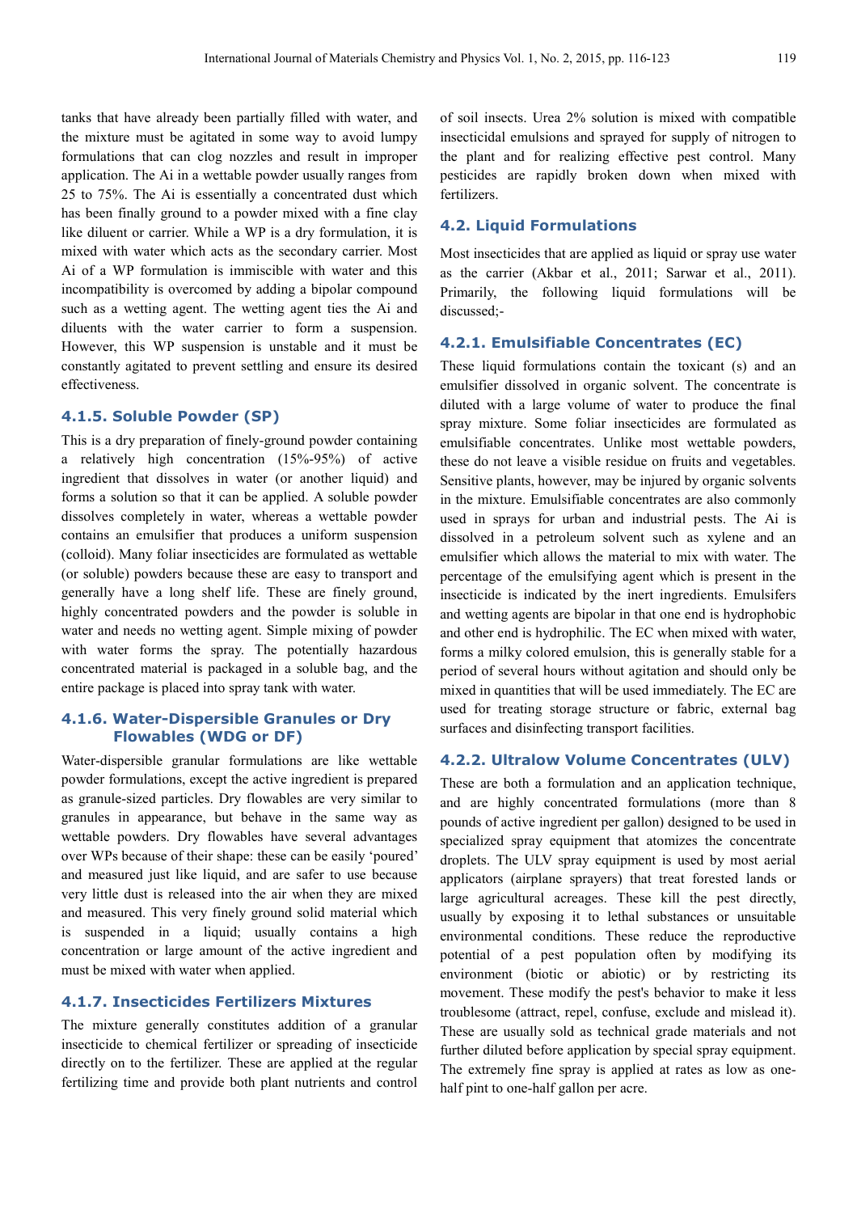tanks that have already been partially filled with water, and the mixture must be agitated in some way to avoid lumpy formulations that can clog nozzles and result in improper application. The Ai in a wettable powder usually ranges from 25 to 75%. The Ai is essentially a concentrated dust which has been finally ground to a powder mixed with a fine clay like diluent or carrier. While a WP is a dry formulation, it is mixed with water which acts as the secondary carrier. Most Ai of a WP formulation is immiscible with water and this incompatibility is overcomed by adding a bipolar compound such as a wetting agent. The wetting agent ties the Ai and diluents with the water carrier to form a suspension. However, this WP suspension is unstable and it must be constantly agitated to prevent settling and ensure its desired effectiveness.

### 4.1.5. Soluble Powder (SP)

This is a dry preparation of finely-ground powder containing a relatively high concentration (15%-95%) of active ingredient that dissolves in water (or another liquid) and forms a solution so that it can be applied. A soluble powder dissolves completely in water, whereas a wettable powder contains an emulsifier that produces a uniform suspension (colloid). Many foliar insecticides are formulated as wettable (or soluble) powders because these are easy to transport and generally have a long shelf life. These are finely ground, highly concentrated powders and the powder is soluble in water and needs no wetting agent. Simple mixing of powder with water forms the spray. The potentially hazardous concentrated material is packaged in a soluble bag, and the entire package is placed into spray tank with water.

### 4.1.6. Water-Dispersible Granules or Dry Flowables (WDG or DF)

Water-dispersible granular formulations are like wettable powder formulations, except the active ingredient is prepared as granule-sized particles. Dry flowables are very similar to granules in appearance, but behave in the same way as wettable powders. Dry flowables have several advantages over WPs because of their shape: these can be easily 'poured' and measured just like liquid, and are safer to use because very little dust is released into the air when they are mixed and measured. This very finely ground solid material which is suspended in a liquid; usually contains a high concentration or large amount of the active ingredient and must be mixed with water when applied.

### 4.1.7. Insecticides Fertilizers Mixtures

The mixture generally constitutes addition of a granular insecticide to chemical fertilizer or spreading of insecticide directly on to the fertilizer. These are applied at the regular fertilizing time and provide both plant nutrients and control of soil insects. Urea 2% solution is mixed with compatible insecticidal emulsions and sprayed for supply of nitrogen to the plant and for realizing effective pest control. Many pesticides are rapidly broken down when mixed with fertilizers.

## 4.2. Liquid Formulations

Most insecticides that are applied as liquid or spray use water as the carrier (Akbar et al., 2011; Sarwar et al., 2011). Primarily, the following liquid formulations will be discussed;-

### 4.2.1. Emulsifiable Concentrates (EC)

These liquid formulations contain the toxicant (s) and an emulsifier dissolved in organic solvent. The concentrate is diluted with a large volume of water to produce the final spray mixture. Some foliar insecticides are formulated as emulsifiable concentrates. Unlike most wettable powders, these do not leave a visible residue on fruits and vegetables. Sensitive plants, however, may be injured by organic solvents in the mixture. Emulsifiable concentrates are also commonly used in sprays for urban and industrial pests. The Ai is dissolved in a petroleum solvent such as xylene and an emulsifier which allows the material to mix with water. The percentage of the emulsifying agent which is present in the insecticide is indicated by the inert ingredients. Emulsifers and wetting agents are bipolar in that one end is hydrophobic and other end is hydrophilic. The EC when mixed with water, forms a milky colored emulsion, this is generally stable for a period of several hours without agitation and should only be mixed in quantities that will be used immediately. The EC are used for treating storage structure or fabric, external bag surfaces and disinfecting transport facilities.

### 4.2.2. Ultralow Volume Concentrates (ULV)

These are both a formulation and an application technique, and are highly concentrated formulations (more than 8 pounds of active ingredient per gallon) designed to be used in specialized spray equipment that atomizes the concentrate droplets. The ULV spray equipment is used by most aerial applicators (airplane sprayers) that treat forested lands or large agricultural acreages. These kill the pest directly, usually by exposing it to lethal substances or unsuitable environmental conditions. These reduce the reproductive potential of a pest population often by modifying its environment (biotic or abiotic) or by restricting its movement. These modify the pest's behavior to make it less troublesome (attract, repel, confuse, exclude and mislead it). These are usually sold as technical grade materials and not further diluted before application by special spray equipment. The extremely fine spray is applied at rates as low as one-half pint to one-half gallon per acre.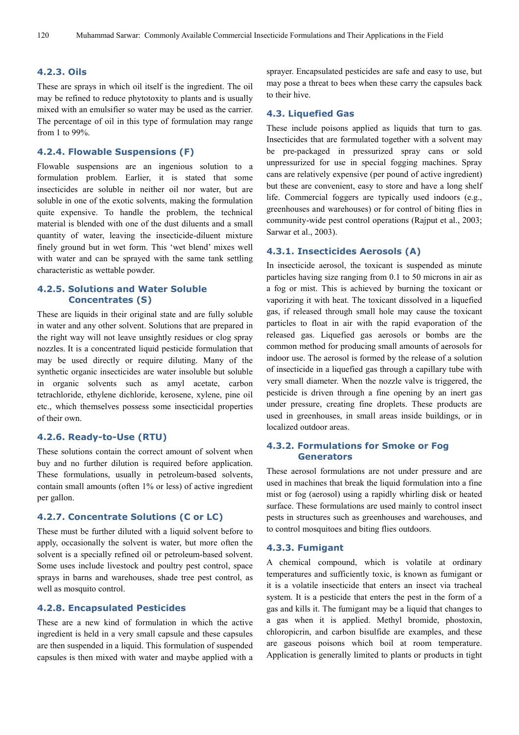### 4.2.3. Oils

These are sprays in which oil itself is the ingredient. The oil may be refined to reduce phytotoxity to plants and is usually mixed with an emulsifier so water may be used as the carrier. The percentage of oil in this type of formulation may range from 1 to 99%.

### 4.2.4. Flowable Suspensions (F)

Flowable suspensions are an ingenious solution to a formulation problem. Earlier, it is stated that some insecticides are soluble in neither oil nor water, but are soluble in one of the exotic solvents, making the formulation quite expensive. To handle the problem, the technical material is blended with one of the dust diluents and a small quantity of water, leaving the insecticide-diluent mixture finely ground but in wet form. This 'wet blend' mixes well with water and can be sprayed with the same tank settling characteristic as wettable powder.

### 4.2.5. Solutions and Water Soluble Concentrates (S)

These are liquids in their original state and are fully soluble in water and any other solvent. Solutions that are prepared in the right way will not leave unsightly residues or clog spray nozzles. It is a concentrated liquid pesticide formulation that may be used directly or require diluting. Many of the synthetic organic insecticides are water insoluble but soluble in organic solvents such as amyl acetate, carbon tetrachloride, ethylene dichloride, kerosene, xylene, pine oil etc., which themselves possess some insecticidal properties of their own.

### 4.2.6. Ready-to-Use (RTU)

These solutions contain the correct amount of solvent when buy and no further dilution is required before application. These formulations, usually in petroleum-based solvents, contain small amounts (often 1% or less) of active ingredient per gallon.

### 4.2.7. Concentrate Solutions (C or LC)

These must be further diluted with a liquid solvent before to apply, occasionally the solvent is water, but more often the solvent is a specially refined oil or petroleum-based solvent. Some uses include livestock and poultry pest control, space sprays in barns and warehouses, shade tree pest control, as well as mosquito control.

### 4.2.8. Encapsulated Pesticides

These are a new kind of formulation in which the active ingredient is held in a very small capsule and these capsules are then suspended in a liquid. This formulation of suspended capsules is then mixed with water and maybe applied with a sprayer. Encapsulated pesticides are safe and easy to use, but may pose a threat to bees when these carry the capsules back to their hive.

## 4.3. Liquefied Gas

These include poisons applied as liquids that turn to gas. Insecticides that are formulated together with a solvent may be pre-packaged in pressurized spray cans or sold unpressurized for use in special fogging machines. Spray cans are relatively expensive (per pound of active ingredient) but these are convenient, easy to store and have a long shelf life. Commercial foggers are typically used indoors (e.g., greenhouses and warehouses) or for control of biting flies in community-wide pest control operations (Rajput et al., 2003; Sarwar et al., 2003).

### 4.3.1. Insecticides Aerosols (A)

In insecticide aerosol, the toxicant is suspended as minute particles having size ranging from 0.1 to 50 microns in air as a fog or mist. This is achieved by burning the toxicant or vaporizing it with heat. The toxicant dissolved in a liquefied gas, if released through small hole may cause the toxicant particles to float in air with the rapid evaporation of the released gas. Liquefied gas aerosols or bombs are the common method for producing small amounts of aerosols for indoor use. The aerosol is formed by the release of a solution of insecticide in a liquefied gas through a capillary tube with very small diameter. When the nozzle valve is triggered, the pesticide is driven through a fine opening by an inert gas under pressure, creating fine droplets. These products are used in greenhouses, in small areas inside buildings, or in localized outdoor areas.

### 4.3.2. Formulations for Smoke or Fog Generators

These aerosol formulations are not under pressure and are used in machines that break the liquid formulation into a fine mist or fog (aerosol) using a rapidly whirling disk or heated surface. These formulations are used mainly to control insect pests in structures such as greenhouses and warehouses, and to control mosquitoes and biting flies outdoors.

### 4.3.3. Fumigant

A chemical compound, which is volatile at ordinary temperatures and sufficiently toxic, is known as fumigant or it is a volatile insecticide that enters an insect via tracheal system. It is a pesticide that enters the pest in the form of a gas and kills it. The fumigant may be a liquid that changes to a gas when it is applied. Methyl bromide, phostoxin, chloropicrin, and carbon bisulfide are examples, and these are gaseous poisons which boil at room temperature. Application is generally limited to plants or products in tight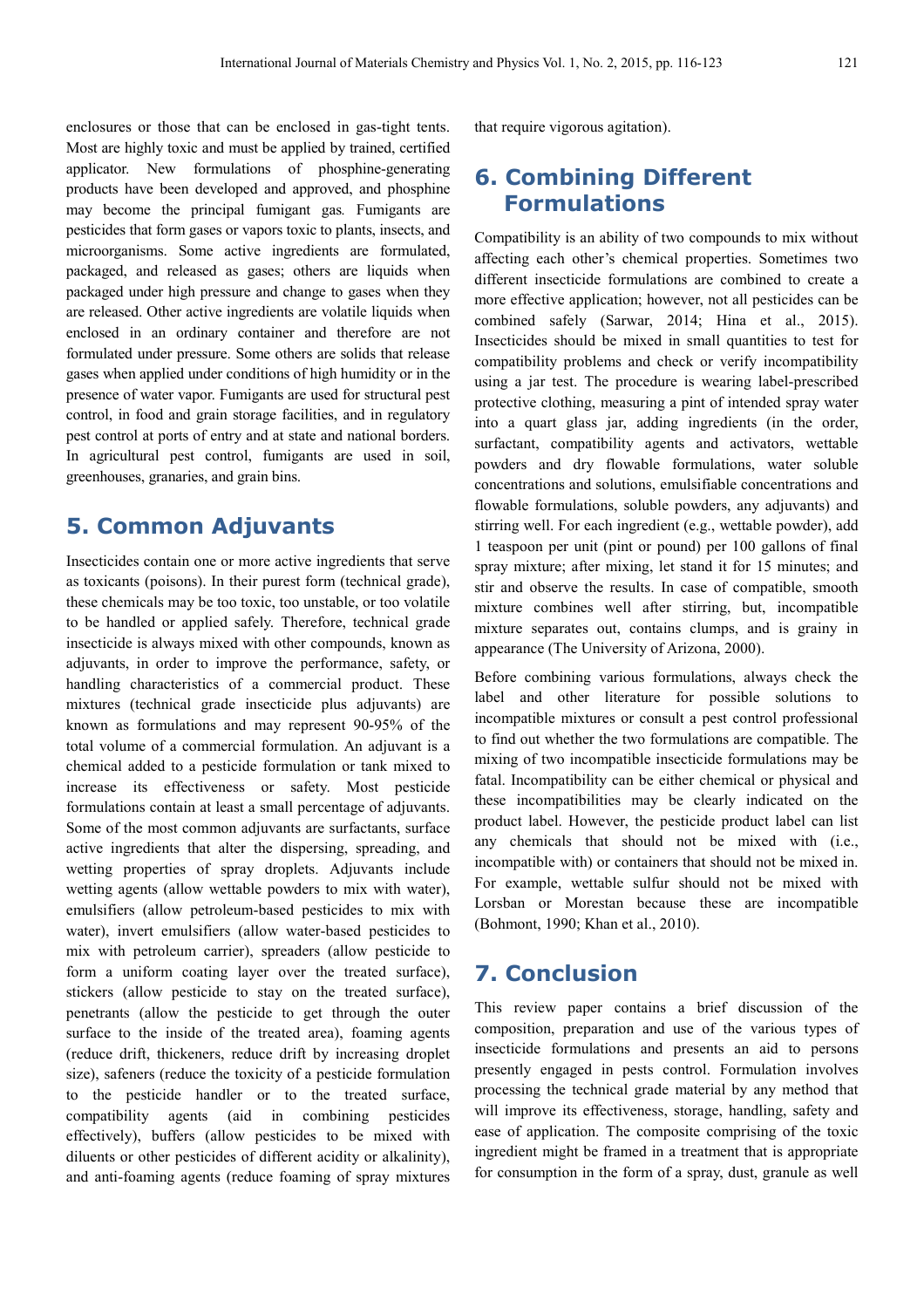enclosures or those that can be enclosed in gas-tight tents. Most are highly toxic and must be applied by trained, certified applicator. New formulations of phosphine-generating products have been developed and approved, and phosphine may become the principal fumigant gas. Fumigants are pesticides that form gases or vapors toxic to plants, insects, and microorganisms. Some active ingredients are formulated, packaged, and released as gases; others are liquids when packaged under high pressure and change to gases when they are released. Other active ingredients are volatile liquids when enclosed in an ordinary container and therefore are not formulated under pressure. Some others are solids that release gases when applied under conditions of high humidity or in the presence of water vapor. Fumigants are used for structural pest control, in food and grain storage facilities, and in regulatory pest control at ports of entry and at state and national borders. In agricultural pest control, fumigants are used in soil, greenhouses, granaries, and grain bins.

## 5. Common Adjuvants

Insecticides contain one or more active ingredients that serve as toxicants (poisons). In their purest form (technical grade), these chemicals may be too toxic, too unstable, or too volatile to be handled or applied safely. Therefore, technical grade insecticide is always mixed with other compounds, known as adjuvants, in order to improve the performance, safety, or handling characteristics of a commercial product. These mixtures (technical grade insecticide plus adjuvants) are known as formulations and may represent 90-95% of the total volume of a commercial formulation. An adjuvant is a chemical added to a pesticide formulation or tank mixed to increase its effectiveness or safety. Most pesticide formulations contain at least a small percentage of adjuvants. Some of the most common adjuvants are surfactants, surface active ingredients that alter the dispersing, spreading, and wetting properties of spray droplets. Adjuvants include wetting agents (allow wettable powders to mix with water), emulsifiers (allow petroleum-based pesticides to mix with water), invert emulsifiers (allow water-based pesticides to mix with petroleum carrier), spreaders (allow pesticide to form a uniform coating layer over the treated surface), stickers (allow pesticide to stay on the treated surface), penetrants (allow the pesticide to get through the outer surface to the inside of the treated area), foaming agents (reduce drift, thickeners, reduce drift by increasing droplet size), safeners (reduce the toxicity of a pesticide formulation to the pesticide handler or to the treated surface, compatibility agents (aid in combining pesticides effectively), buffers (allow pesticides to be mixed with diluents or other pesticides of different acidity or alkalinity), and anti-foaming agents (reduce foaming of spray mixtures that require vigorous agitation).

## 6. Combining Different Formulations

Compatibility is an ability of two compounds to mix without affecting each other's chemical properties. Sometimes two different insecticide formulations are combined to create a more effective application; however, not all pesticides can be combined safely (Sarwar, 2014; Hina et al., 2015). Insecticides should be mixed in small quantities to test for compatibility problems and check or verify incompatibility using a jar test. The procedure is wearing label-prescribed protective clothing, measuring a pint of intended spray water into a quart glass jar, adding ingredients (in the order, surfactant, compatibility agents and activators, wettable powders and dry flowable formulations, water soluble concentrations and solutions, emulsifiable concentrations and flowable formulations, soluble powders, any adjuvants) and stirring well. For each ingredient (e.g., wettable powder), add 1 teaspoon per unit (pint or pound) per 100 gallons of final spray mixture; after mixing, let stand it for 15 minutes; and stir and observe the results. In case of compatible, smooth mixture combines well after stirring, but, incompatible mixture separates out, contains clumps, and is grainy in appearance (The University of Arizona, 2000).

Before combining various formulations, always check the label and other literature for possible solutions to incompatible mixtures or consult a pest control professional to find out whether the two formulations are compatible. The mixing of two incompatible insecticide formulations may be fatal. Incompatibility can be either chemical or physical and these incompatibilities may be clearly indicated on the product label. However, the pesticide product label can list any chemicals that should not be mixed with (i.e., incompatible with) or containers that should not be mixed in. For example, wettable sulfur should not be mixed with Lorsban or Morestan because these are incompatible (Bohmont, 1990; Khan et al., 2010).

## 7. Conclusion

This review paper contains a brief discussion of the composition, preparation and use of the various types of insecticide formulations and presents an aid to persons presently engaged in pests control. Formulation involves processing the technical grade material by any method that will improve its effectiveness, storage, handling, safety and ease of application. The composite comprising of the toxic ingredient might be framed in a treatment that is appropriate for consumption in the form of a spray, dust, granule as well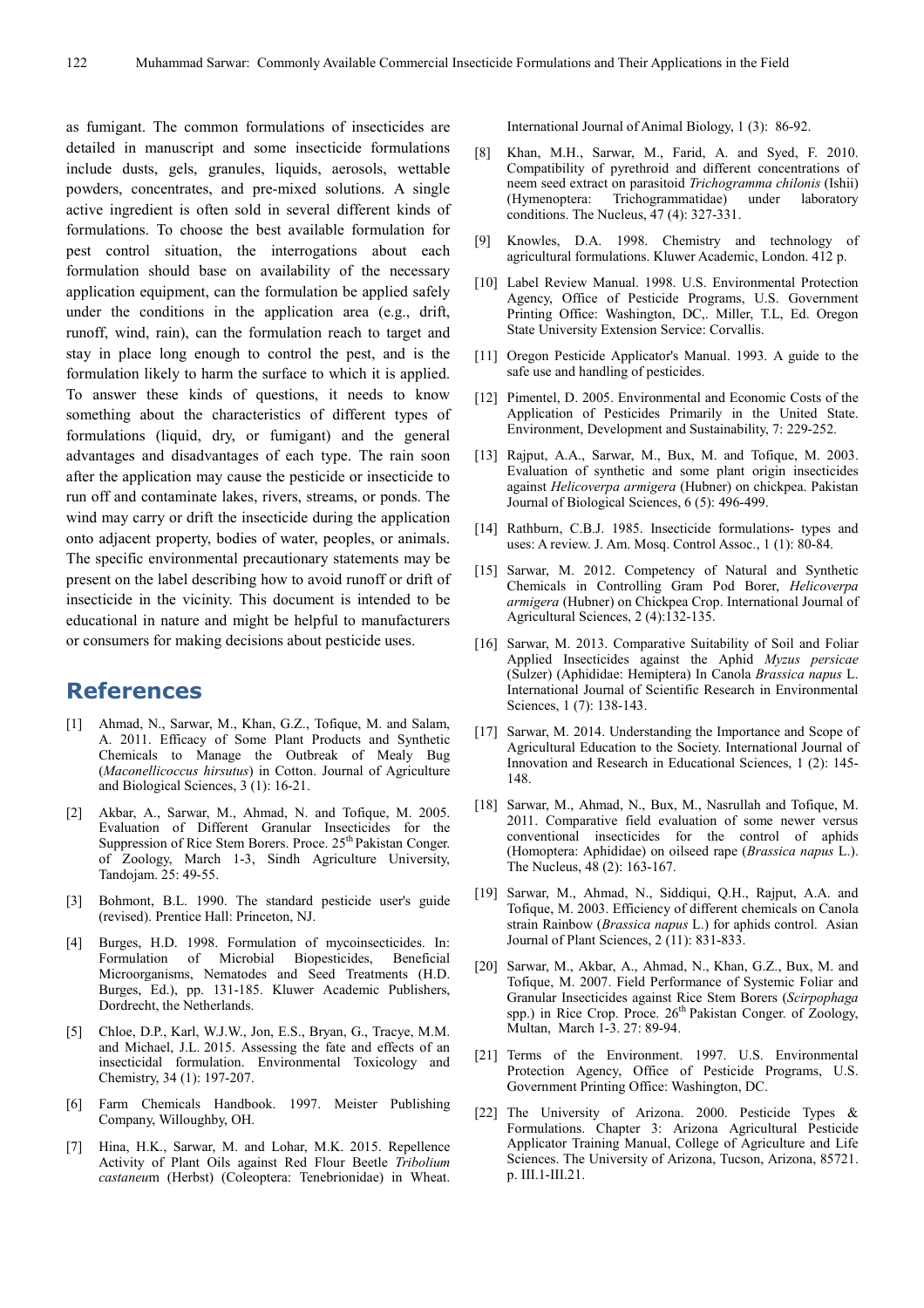as fumigant. The common formulations of insecticides are detailed in manuscript and some insecticide formulations include dusts, gels, granules, liquids, aerosols, wettable powders, concentrates, and pre-mixed solutions. A single active ingredient is often sold in several different kinds of formulations. To choose the best available formulation for pest control situation, the interrogations about each formulation should base on availability of the necessary application equipment, can the formulation be applied safely under the conditions in the application area (e.g., drift, runoff, wind, rain), can the formulation reach to target and stay in place long enough to control the pest, and is the formulation likely to harm the surface to which it is applied. To answer these kinds of questions, it needs to know something about the characteristics of different types of formulations (liquid, dry, or fumigant) and the general advantages and disadvantages of each type. The rain soon after the application may cause the pesticide or insecticide to run off and contaminate lakes, rivers, streams, or ponds. The wind may carry or drift the insecticide during the application onto adjacent property, bodies of water, peoples, or animals. The specific environmental precautionary statements may be present on the label describing how to avoid runoff or drift of insecticide in the vicinity. This document is intended to be educational in nature and might be helpful to manufacturers or consumers for making decisions about pesticide uses.

## References

[1] Ahmad, N., Sarwar, M., Khan, G.Z., Tofique, M. and Salam, A. 2011. Efficacy of Some Plant Products and Synthetic Chemicals to Manage the Outbreak of Mealy Bug (*Maconellicoccus hirsutus*) in Cotton. Journal of Agriculture and Biological Sciences, 3 (1): 16-21.

[2] Akbar, A., Sarwar, M., Ahmad, N. and Tofique, M. 2005. Evaluation of Different Granular Insecticides for the Suppression of Rice Stem Borers. Proce. 25th Pakistan Conger. of Zoology, March 1-3, Sindh Agriculture University, Tandojam. 25: 49-55.

[3] Bohmont, B.L. 1990. The standard pesticide user's guide (revised). Prentice Hall: Princeton, NJ.

[4] Burges, H.D. 1998. Formulation of mycoinsecticides. In: Formulation of Microbial Biopesticides, Beneficial Microorganisms, Nematodes and Seed Treatments (H.D. Burges, Ed.), pp. 131-185. Kluwer Academic Publishers, Dordrecht, the Netherlands.

[5] Chloe, D.P., Karl, W.J.W., Jon, E.S., Bryan, G., Tracye, M.M. and Michael, J.L. 2015. Assessing the fate and effects of an insecticidal formulation. Environmental Toxicology and Chemistry, 34 (1): 197-207.

[6] Farm Chemicals Handbook. 1997. Meister Publishing Company, Willoughby, OH.

[7] Hina, H.K., Sarwar, M. and Lohar, M.K. 2015. Repellence Activity of Plant Oils against Red Flour Beetle *Tribolium castaneum* (Herbst) (Coleoptera: Tenebrionidae) in Wheat. International Journal of Animal Biology, 1 (3): 86-92.

[8] Khan, M.H., Sarwar, M., Farid, A. and Syed, F. 2010. Compatibility of pyrethroid and different concentrations of neem seed extract on parasitoid *Trichogramma chilonis* (Ishii) (Hymenoptera: Trichogrammatidae) under laboratory conditions. The Nucleus, 47 (4): 327-331.

[9] Knowles, D.A. 1998. Chemistry and technology of agricultural formulations. Kluwer Academic, London. 412 p.

[10] Label Review Manual. 1998. U.S. Environmental Protection Agency, Office of Pesticide Programs, U.S. Government Printing Office: Washington, DC,. Miller, T.L, Ed. Oregon State University Extension Service: Corvallis.

[11] Oregon Pesticide Applicator's Manual. 1993. A guide to the safe use and handling of pesticides.

[12] Pimentel, D. 2005. Environmental and Economic Costs of the Application of Pesticides Primarily in the United State. Environment, Development and Sustainability, 7: 229-252.

[13] Rajput, A.A., Sarwar, M., Bux, M. and Tofique, M. 2003. Evaluation of synthetic and some plant origin insecticides against *Helicoverpa armigera* (Hubner) on chickpea. Pakistan Journal of Biological Sciences, 6 (5): 496-499.

[14] Rathburn, C.B.J. 1985. Insecticide formulations- types and uses: A review. J. Am. Mosq. Control Assoc., 1 (1): 80-84.

[15] Sarwar, M. 2012. Competency of Natural and Synthetic Chemicals in Controlling Gram Pod Borer, *Helicoverpa armigera* (Hubner) on Chickpea Crop. International Journal of Agricultural Sciences, 2 (4):132-135.

[16] Sarwar, M. 2013. Comparative Suitability of Soil and Foliar Applied Insecticides against the Aphid *Myzus persicae* (Sulzer) (Aphididae: Hemiptera) In Canola *Brassica napus* L. International Journal of Scientific Research in Environmental Sciences, 1 (7): 138-143.

[17] Sarwar, M. 2014. Understanding the Importance and Scope of Agricultural Education to the Society. International Journal of Innovation and Research in Educational Sciences, 1 (2): 145-148.

[18] Sarwar, M., Ahmad, N., Bux, M., Nasrullah and Tofique, M. 2011. Comparative field evaluation of some newer versus conventional insecticides for the control of aphids (Homoptera: Aphididae) on oilseed rape (*Brassica napus* L.). The Nucleus, 48 (2): 163-167.

[19] Sarwar, M., Ahmad, N., Siddiqui, Q.H., Rajput, A.A. and Tofique, M. 2003. Efficiency of different chemicals on Canola strain Rainbow (*Brassica napus* L.) for aphids control. Asian Journal of Plant Sciences, 2 (11): 831-833.

[20] Sarwar, M., Akbar, A., Ahmad, N., Khan, G.Z., Bux, M. and Tofique, M. 2007. Field Performance of Systemic Foliar and Granular Insecticides against Rice Stem Borers (*Scirpophaga* spp.) in Rice Crop. Proce. 26th Pakistan Conger. of Zoology, Multan, March 1-3. 27: 89-94.

[21] Terms of the Environment. 1997. U.S. Environmental Protection Agency, Office of Pesticide Programs, U.S. Government Printing Office: Washington, DC.

[22] The University of Arizona. 2000. Pesticide Types & Formulations. Chapter 3: Arizona Agricultural Pesticide Applicator Training Manual, College of Agriculture and Life Sciences. The University of Arizona, Tucson, Arizona, 85721. p. III.1-III.21.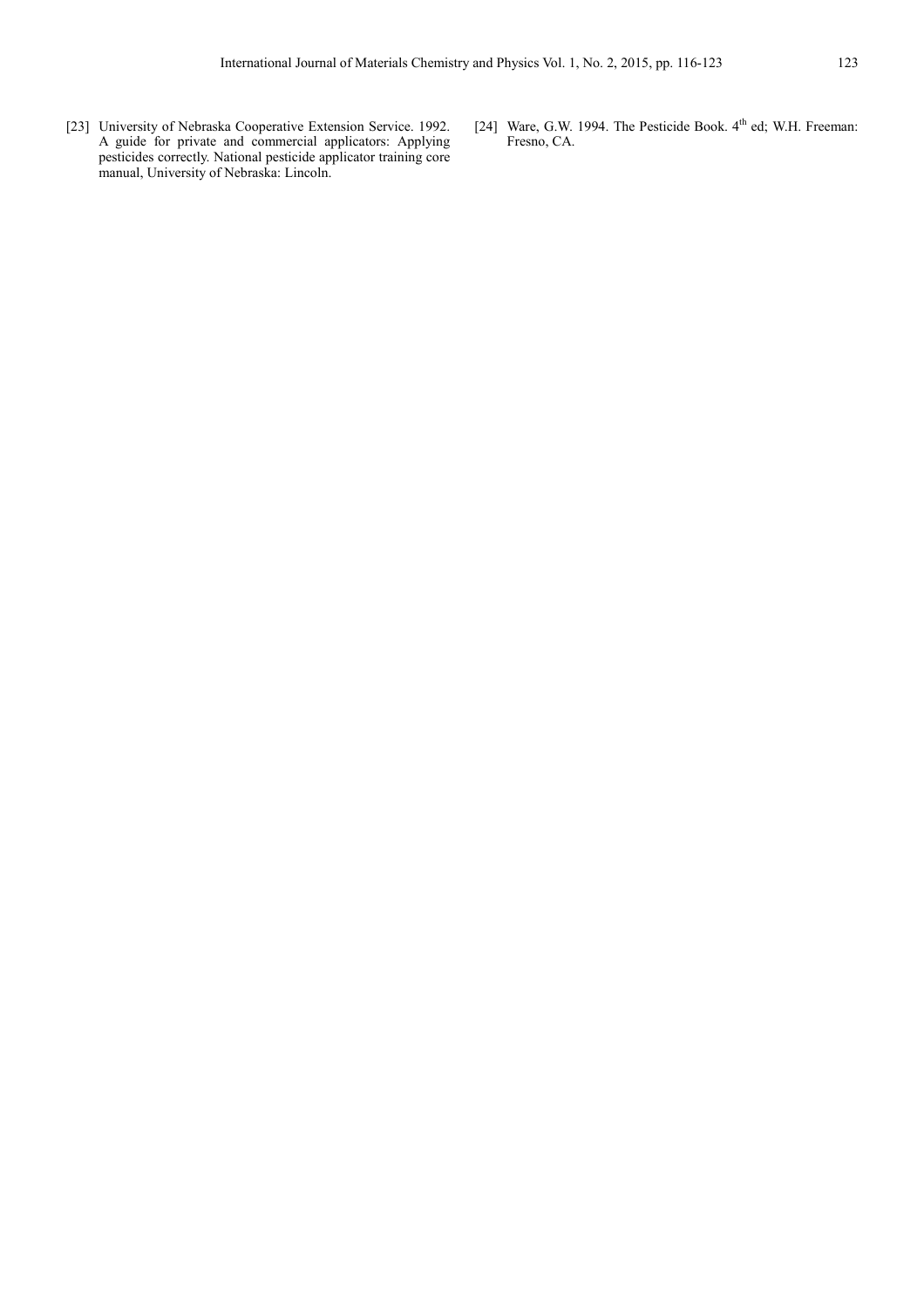[23] University of Nebraska Cooperative Extension Service. 1992. A guide for private and commercial applicators: Applying pesticides correctly. National pesticide applicator training core manual, University of Nebraska: Lincoln.

[24] Ware, G.W. 1994. The Pesticide Book. 4th ed; W.H. Freeman: Fresno, CA.